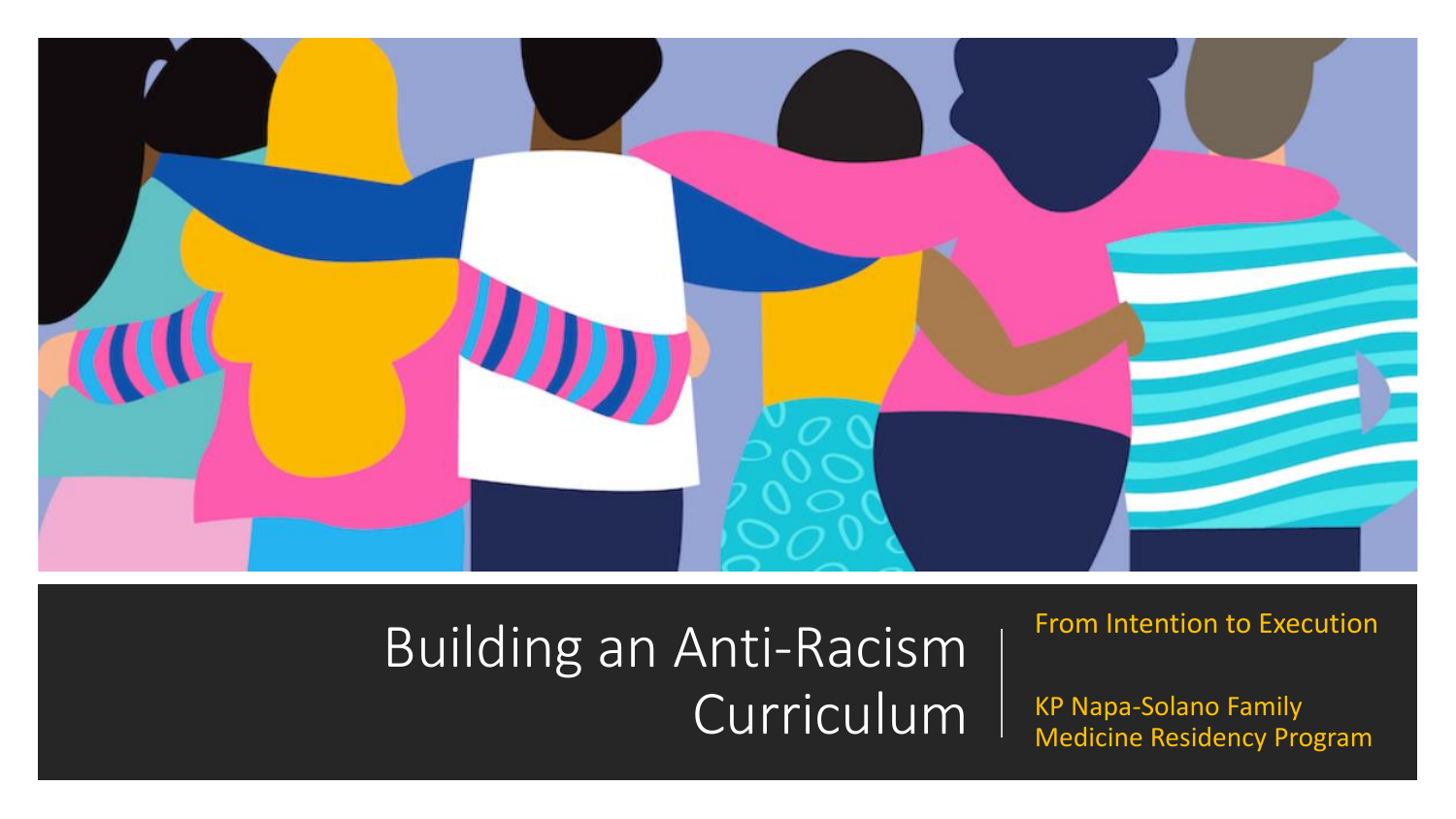# Building an Anti-Racism Curriculum

From Intention to Execution

KP Napa-Solano Family Medicine Residency Program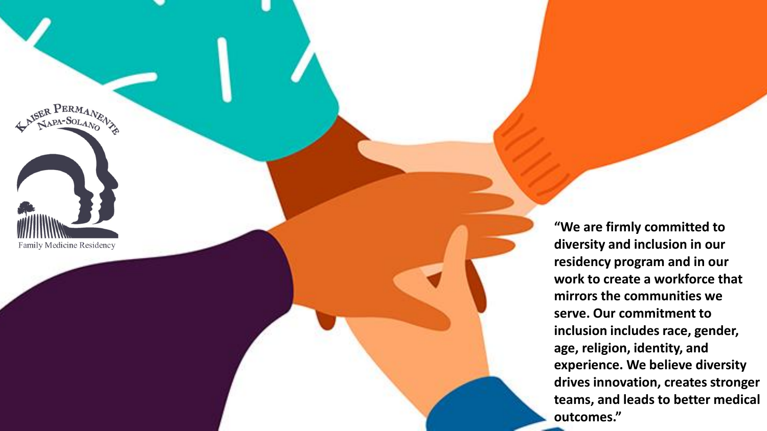Kaiser Permanente Napa-Solano

Family Medicine Residency

**"We are firmly committed to diversity and inclusion in our residency program and in our work to create a workforce that mirrors the communities we serve. Our commitment to inclusion includes race, gender, age, religion, identity, and experience. We believe diversity drives innovation, creates stronger teams, and leads to better medical outcomes."**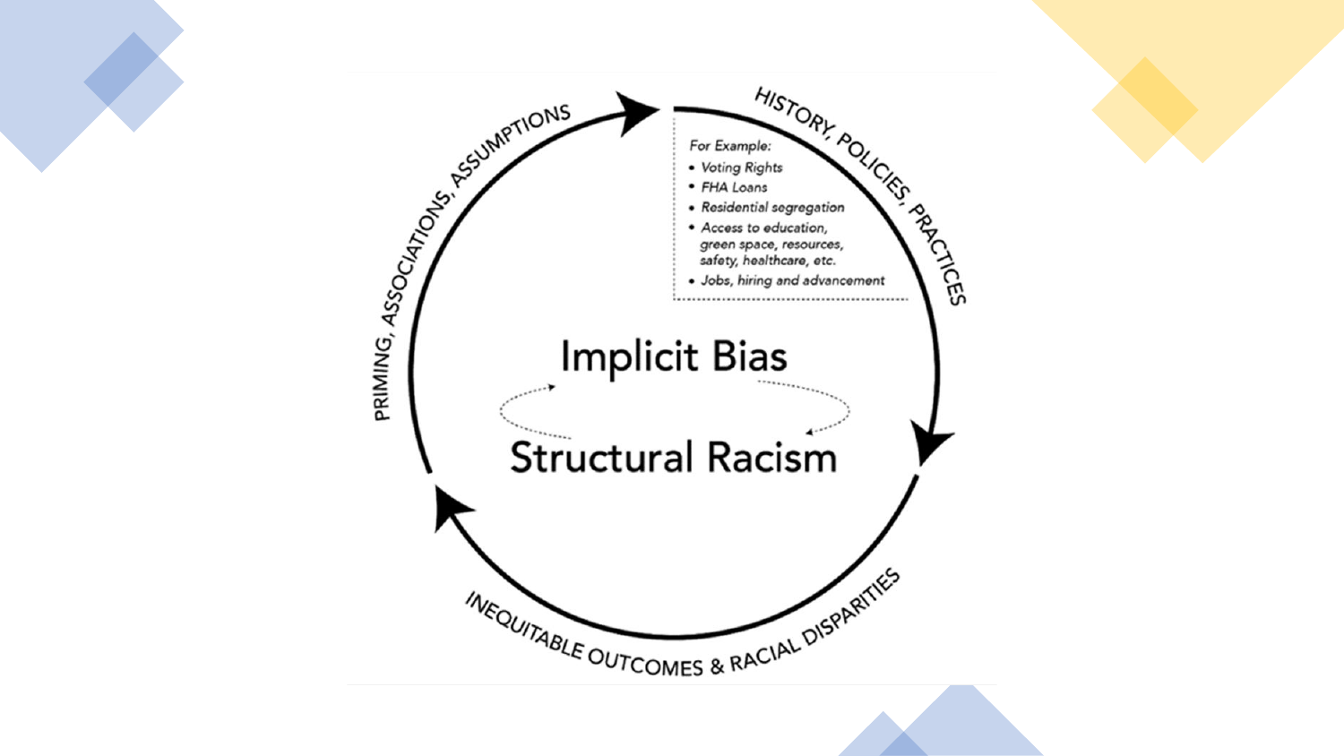HISTORY, POLICIES, PRACTICES

*For Example:*

- *Voting Rights*
- *FHA Loans*
- *Residential segregation*
- *Access to education, green space, resources, safety, healthcare, etc.*
- *Jobs, hiring and advancement*

INEQUITABLE OUTCOMES & RACIAL DISPARITIES

PRIMING, ASSOCIATIONS, ASSUMPTIONS

Implicit Bias

Structural Racism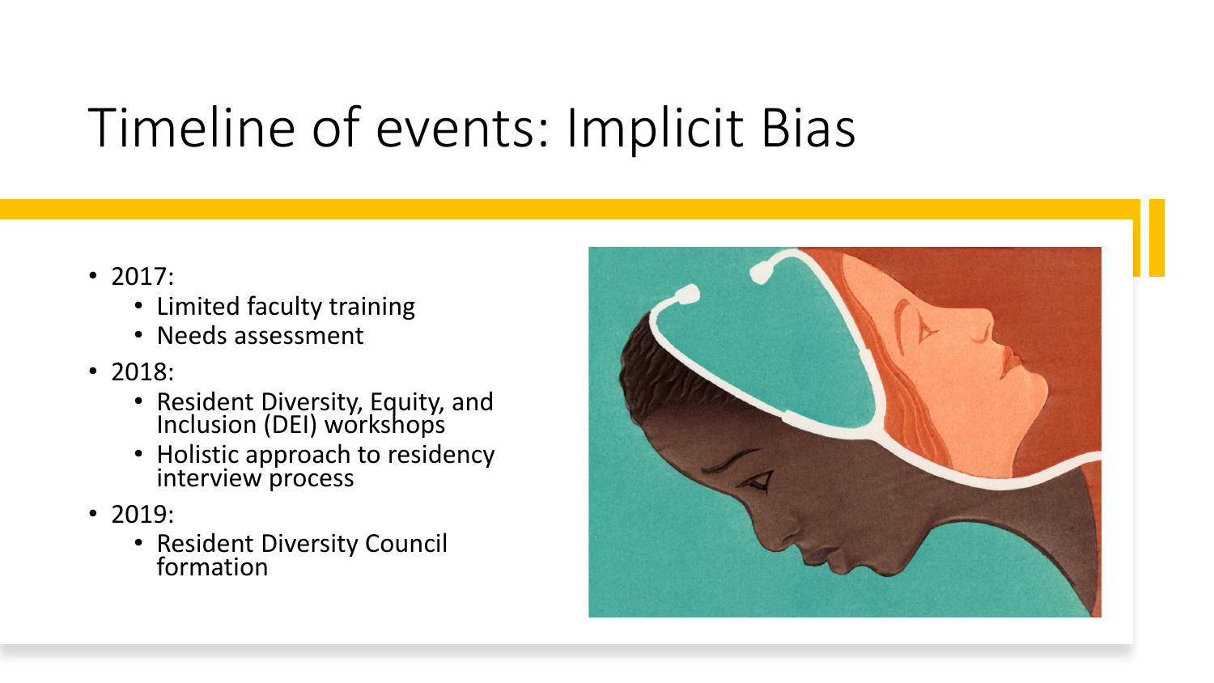# Timeline of events: Implicit Bias

- 2017:
  - Limited faculty training
  - Needs assessment
- 2018:
  - Resident Diversity, Equity, and Inclusion (DEI) workshops
  - Holistic approach to residency interview process
- 2019:
  - Resident Diversity Council formation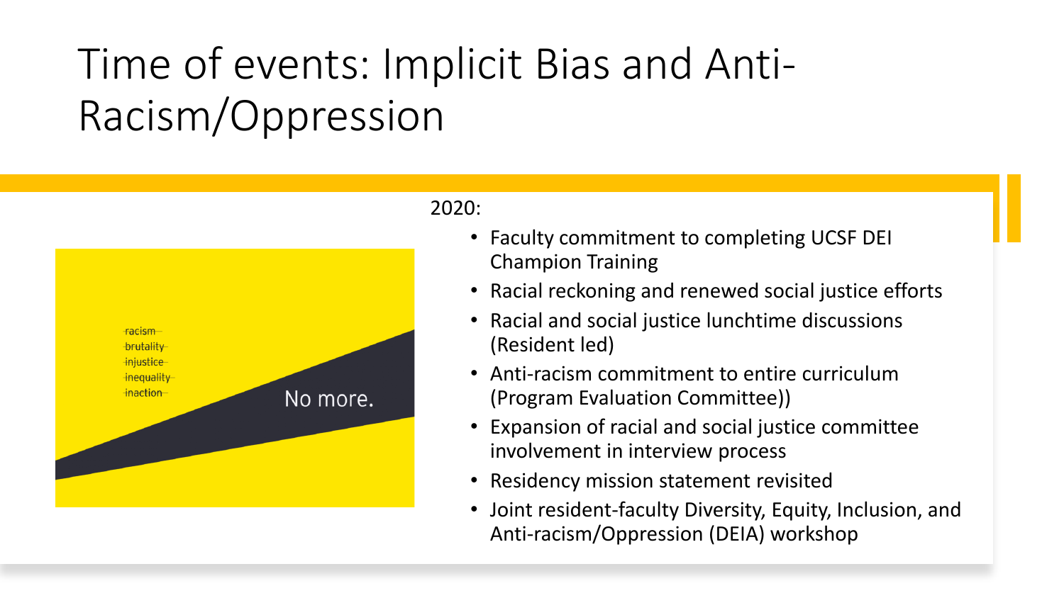# Time of events: Implicit Bias and Anti-Racism/Oppression

2020:

- Faculty commitment to completing UCSF DEI Champion Training
- Racial reckoning and renewed social justice efforts
- Racial and social justice lunchtime discussions (Resident led)
- Anti-racism commitment to entire curriculum (Program Evaluation Committee))
- Expansion of racial and social justice committee involvement in interview process
- Residency mission statement revisited
- Joint resident-faculty Diversity, Equity, Inclusion, and Anti-racism/Oppression (DEIA) workshop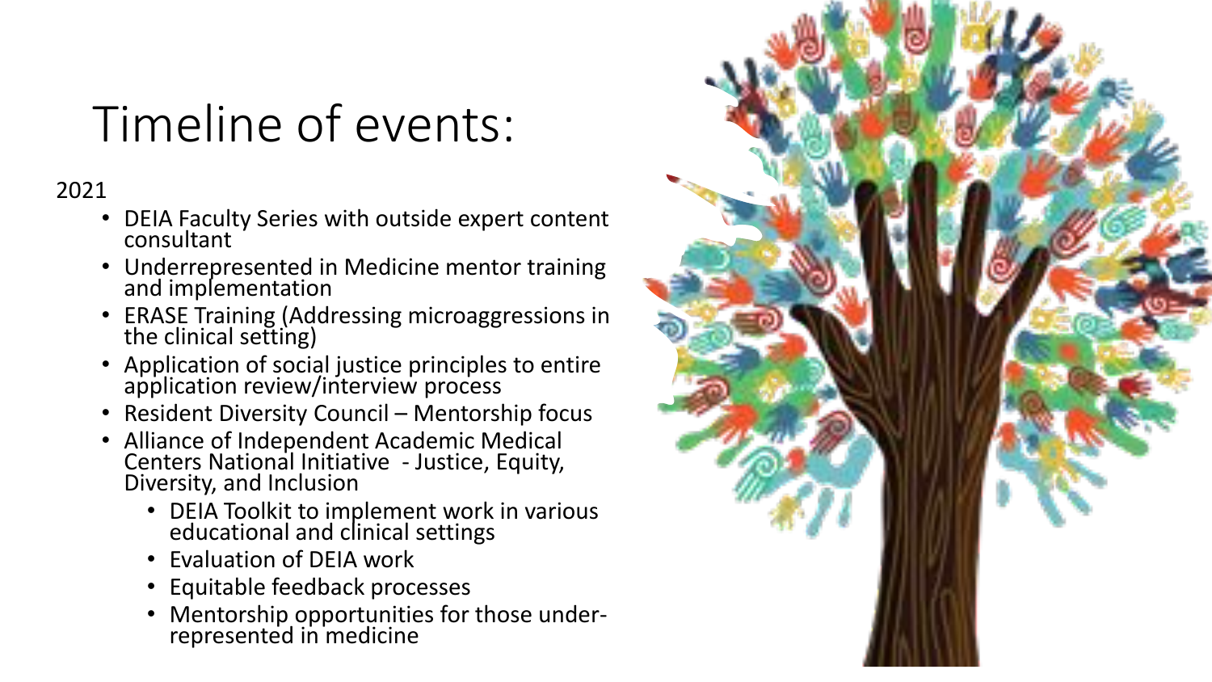# Timeline of events:

2021

- DEIA Faculty Series with outside expert content consultant
- Underrepresented in Medicine mentor training and implementation
- ERASE Training (Addressing microaggressions in the clinical setting)
- Application of social justice principles to entire application review/interview process
- Resident Diversity Council – Mentorship focus
- Alliance of Independent Academic Medical Centers National Initiative - Justice, Equity, Diversity, and Inclusion
  - DEIA Toolkit to implement work in various educational and clinical settings
  - Evaluation of DEIA work
  - Equitable feedback processes
  - Mentorship opportunities for those under-represented in medicine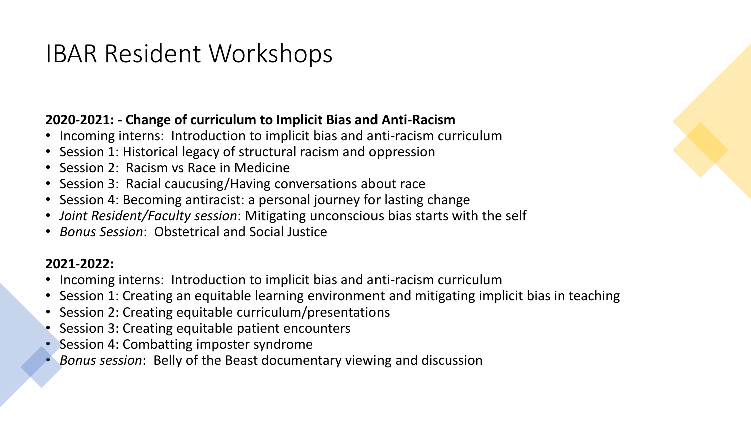# IBAR Resident Workshops

**2020-2021: - Change of curriculum to Implicit Bias and Anti-Racism**

- Incoming interns: Introduction to implicit bias and anti-racism curriculum
- Session 1: Historical legacy of structural racism and oppression
- Session 2: Racism vs Race in Medicine
- Session 3: Racial caucusing/Having conversations about race
- Session 4: Becoming antiracist: a personal journey for lasting change
- *Joint Resident/Faculty session*: Mitigating unconscious bias starts with the self
- *Bonus Session*: Obstetrical and Social Justice

**2021-2022:**

- Incoming interns: Introduction to implicit bias and anti-racism curriculum
- Session 1: Creating an equitable learning environment and mitigating implicit bias in teaching
- Session 2: Creating equitable curriculum/presentations
- Session 3: Creating equitable patient encounters
- Session 4: Combatting imposter syndrome
- *Bonus session*: Belly of the Beast documentary viewing and discussion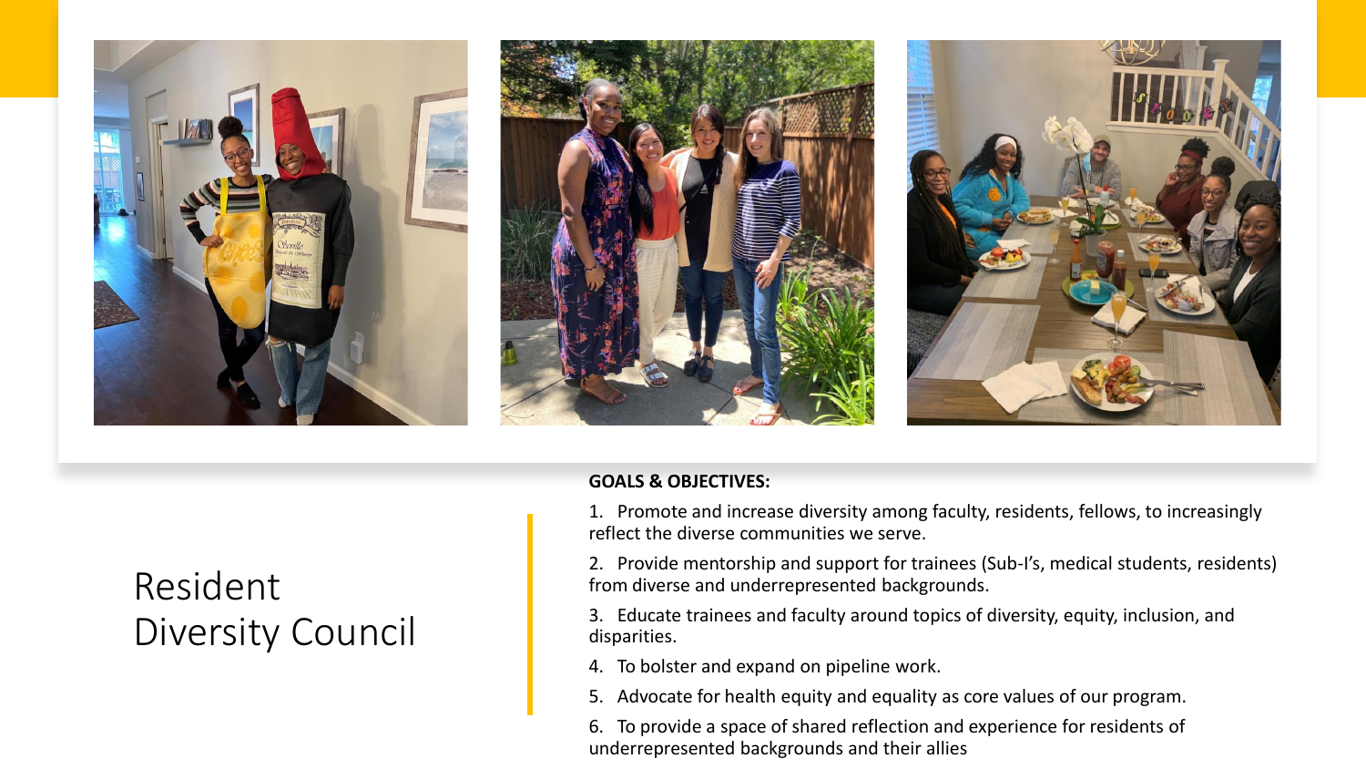# Resident Diversity Council

**GOALS & OBJECTIVES:**

1. Promote and increase diversity among faculty, residents, fellows, to increasingly reflect the diverse communities we serve.
2. Provide mentorship and support for trainees (Sub-I's, medical students, residents) from diverse and underrepresented backgrounds.
3. Educate trainees and faculty around topics of diversity, equity, inclusion, and disparities.
4. To bolster and expand on pipeline work.
5. Advocate for health equity and equality as core values of our program.
6. To provide a space of shared reflection and experience for residents of underrepresented backgrounds and their allies